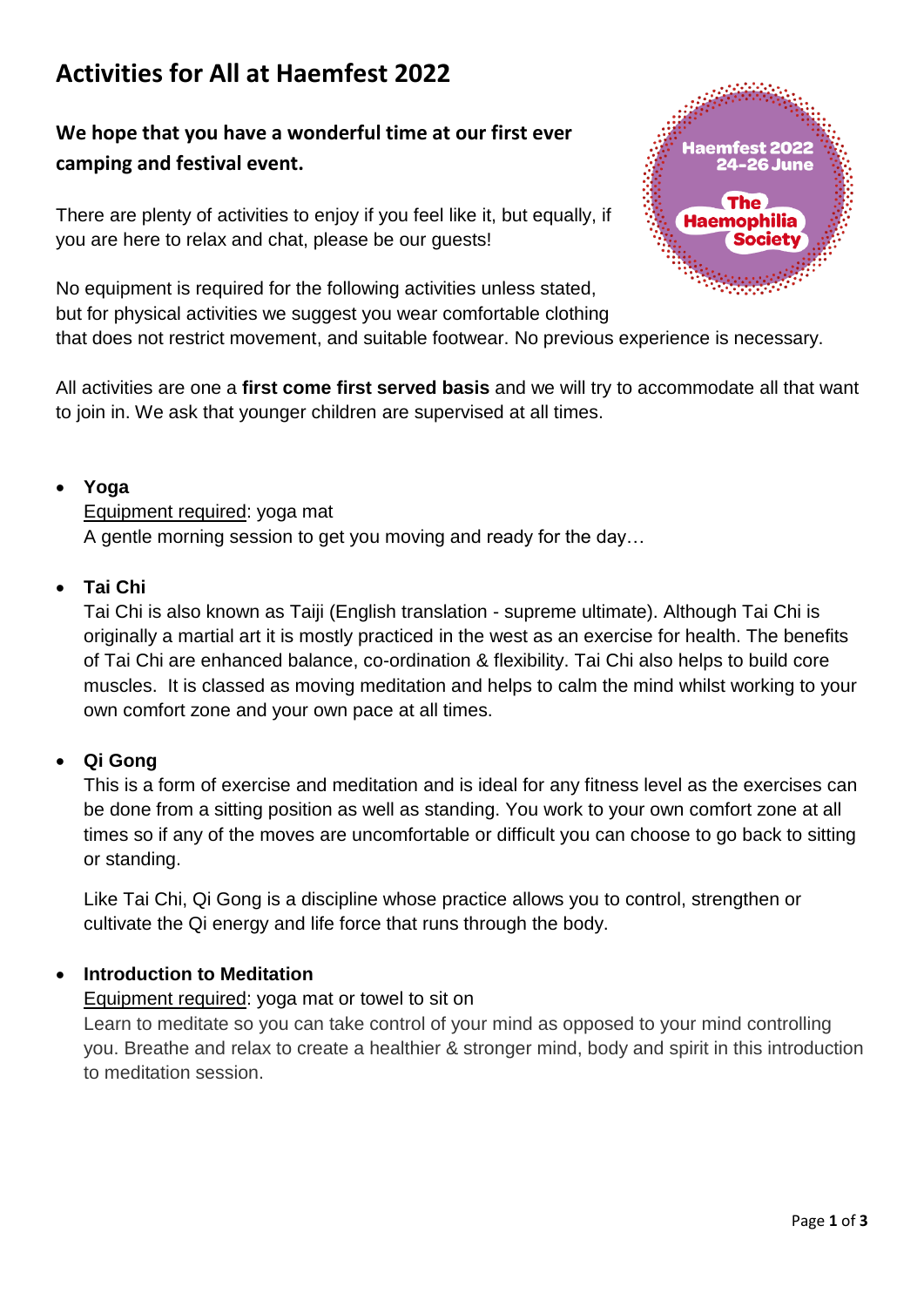# Activities for All at Haemfest 2022

**We hope that you have a wonderful time at our first ever camping and festival event.**

There are plenty of activities to enjoy if you feel like it, but equally, if you are here to relax and chat, please be our guests!

No equipment is required for the following activities unless stated, but for physical activities we suggest you wear comfortable clothing that does not restrict movement, and suitable footwear. No previous experience is necessary.

All activities are one a **first come first served basis** and we will try to accommodate all that want to join in. We ask that younger children are supervised at all times.

- **Yoga**
  Equipment required: yoga mat
  A gentle morning session to get you moving and ready for the day…

- **Tai Chi**
  Tai Chi is also known as Taiji (English translation - supreme ultimate). Although Tai Chi is originally a martial art it is mostly practiced in the west as an exercise for health. The benefits of Tai Chi are enhanced balance, co-ordination & flexibility. Tai Chi also helps to build core muscles. It is classed as moving meditation and helps to calm the mind whilst working to your own comfort zone and your own pace at all times.

- **Qi Gong**
  This is a form of exercise and meditation and is ideal for any fitness level as the exercises can be done from a sitting position as well as standing. You work to your own comfort zone at all times so if any of the moves are uncomfortable or difficult you can choose to go back to sitting or standing.

  Like Tai Chi, Qi Gong is a discipline whose practice allows you to control, strengthen or cultivate the Qi energy and life force that runs through the body.

- **Introduction to Meditation**
  Equipment required: yoga mat or towel to sit on
  Learn to meditate so you can take control of your mind as opposed to your mind controlling you. Breathe and relax to create a healthier & stronger mind, body and spirit in this introduction to meditation session.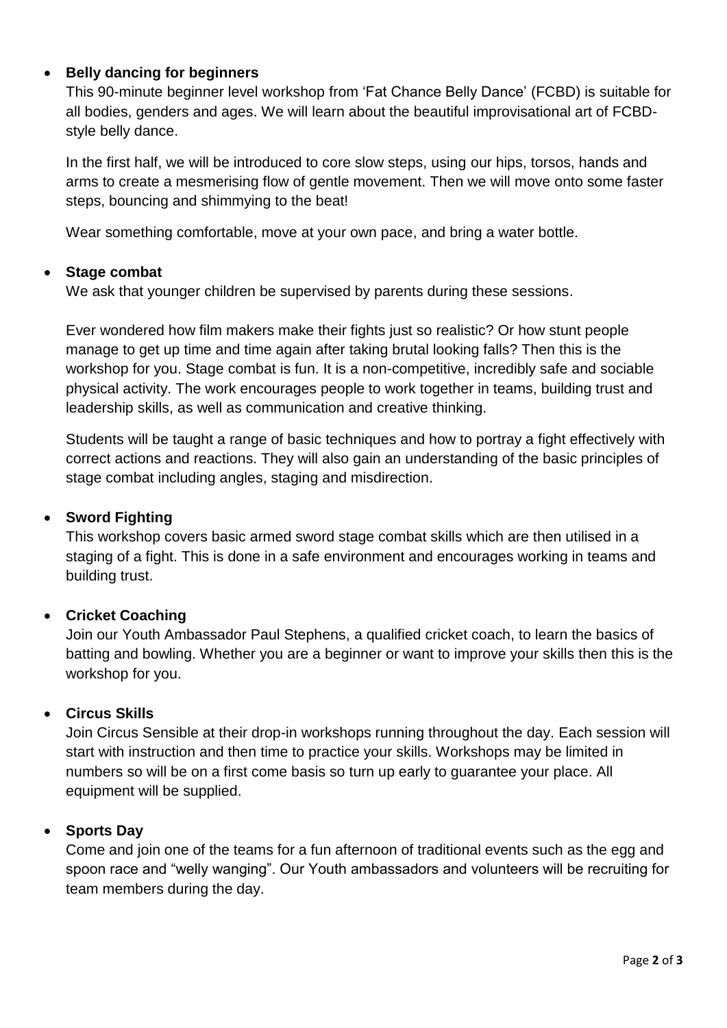- **Belly dancing for beginners**

  This 90-minute beginner level workshop from 'Fat Chance Belly Dance' (FCBD) is suitable for all bodies, genders and ages. We will learn about the beautiful improvisational art of FCBD-style belly dance.

  In the first half, we will be introduced to core slow steps, using our hips, torsos, hands and arms to create a mesmerising flow of gentle movement. Then we will move onto some faster steps, bouncing and shimmying to the beat!

  Wear something comfortable, move at your own pace, and bring a water bottle.

- **Stage combat**

  We ask that younger children be supervised by parents during these sessions.

  Ever wondered how film makers make their fights just so realistic? Or how stunt people manage to get up time and time again after taking brutal looking falls? Then this is the workshop for you. Stage combat is fun. It is a non-competitive, incredibly safe and sociable physical activity. The work encourages people to work together in teams, building trust and leadership skills, as well as communication and creative thinking.

  Students will be taught a range of basic techniques and how to portray a fight effectively with correct actions and reactions. They will also gain an understanding of the basic principles of stage combat including angles, staging and misdirection.

- **Sword Fighting**

  This workshop covers basic armed sword stage combat skills which are then utilised in a staging of a fight. This is done in a safe environment and encourages working in teams and building trust.

- **Cricket Coaching**

  Join our Youth Ambassador Paul Stephens, a qualified cricket coach, to learn the basics of batting and bowling. Whether you are a beginner or want to improve your skills then this is the workshop for you.

- **Circus Skills**

  Join Circus Sensible at their drop-in workshops running throughout the day. Each session will start with instruction and then time to practice your skills. Workshops may be limited in numbers so will be on a first come basis so turn up early to guarantee your place. All equipment will be supplied.

- **Sports Day**

  Come and join one of the teams for a fun afternoon of traditional events such as the egg and spoon race and "welly wanging". Our Youth ambassadors and volunteers will be recruiting for team members during the day.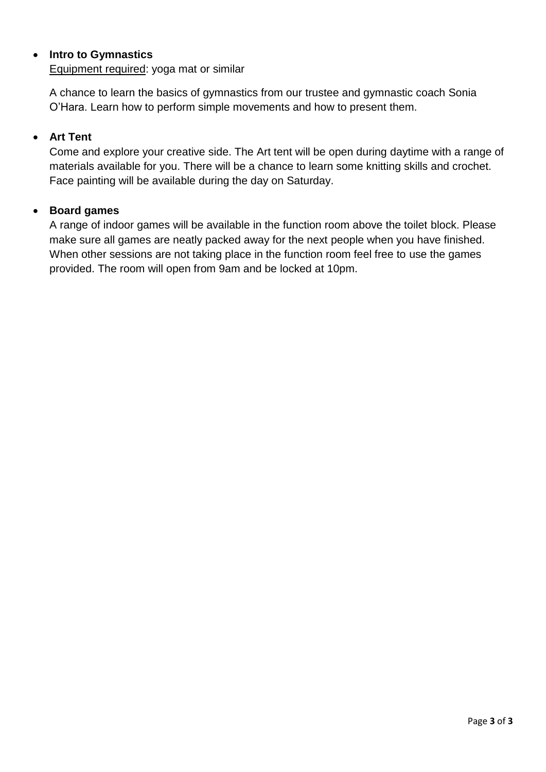- **Intro to Gymnastics**

  Equipment required: yoga mat or similar

  A chance to learn the basics of gymnastics from our trustee and gymnastic coach Sonia O'Hara. Learn how to perform simple movements and how to present them.

- **Art Tent**

  Come and explore your creative side. The Art tent will be open during daytime with a range of materials available for you. There will be a chance to learn some knitting skills and crochet. Face painting will be available during the day on Saturday.

- **Board games**

  A range of indoor games will be available in the function room above the toilet block. Please make sure all games are neatly packed away for the next people when you have finished. When other sessions are not taking place in the function room feel free to use the games provided. The room will open from 9am and be locked at 10pm.